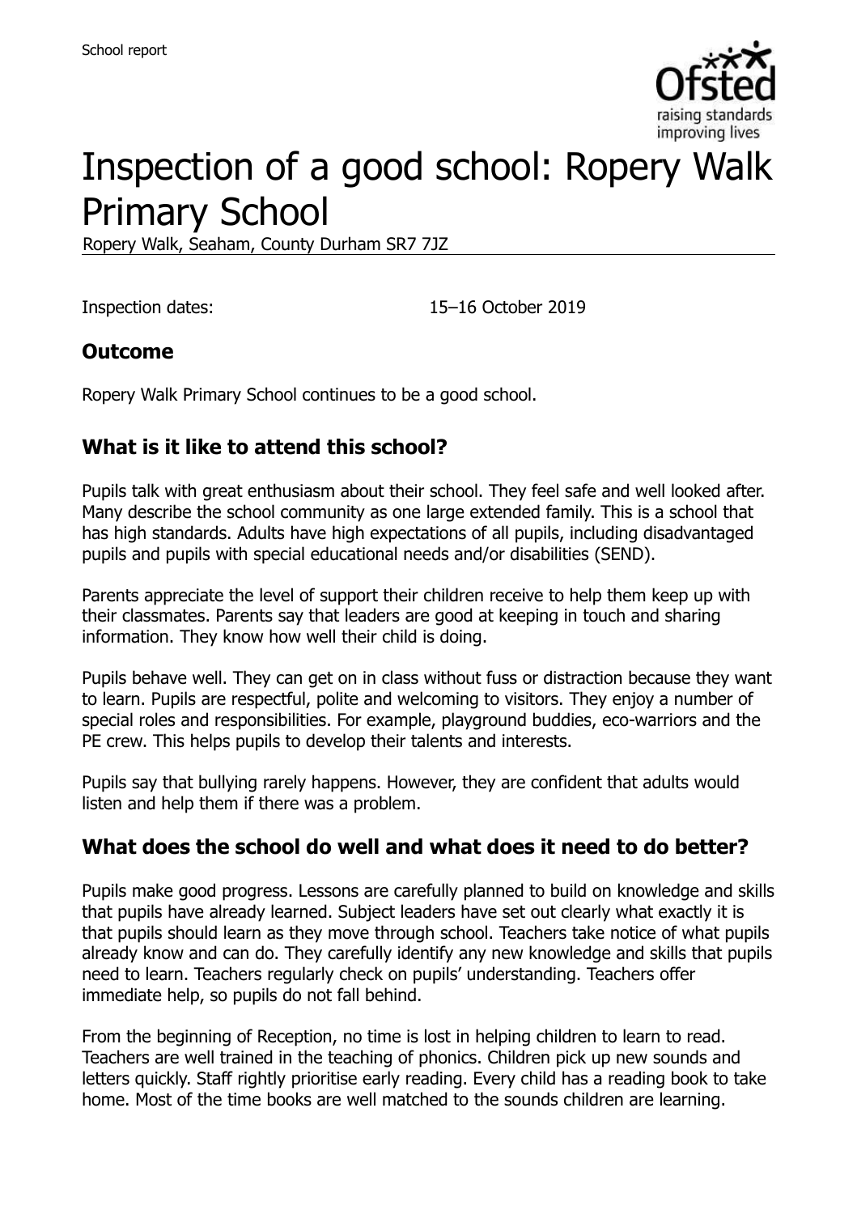# Inspection of a good school: Ropery Walk Primary School

Ropery Walk, Seaham, County Durham SR7 7JZ

Inspection dates: 15–16 October 2019

## Outcome

Ropery Walk Primary School continues to be a good school.

## What is it like to attend this school?

Pupils talk with great enthusiasm about their school. They feel safe and well looked after. Many describe the school community as one large extended family. This is a school that has high standards. Adults have high expectations of all pupils, including disadvantaged pupils and pupils with special educational needs and/or disabilities (SEND).

Parents appreciate the level of support their children receive to help them keep up with their classmates. Parents say that leaders are good at keeping in touch and sharing information. They know how well their child is doing.

Pupils behave well. They can get on in class without fuss or distraction because they want to learn. Pupils are respectful, polite and welcoming to visitors. They enjoy a number of special roles and responsibilities. For example, playground buddies, eco-warriors and the PE crew. This helps pupils to develop their talents and interests.

Pupils say that bullying rarely happens. However, they are confident that adults would listen and help them if there was a problem.

## What does the school do well and what does it need to do better?

Pupils make good progress. Lessons are carefully planned to build on knowledge and skills that pupils have already learned. Subject leaders have set out clearly what exactly it is that pupils should learn as they move through school. Teachers take notice of what pupils already know and can do. They carefully identify any new knowledge and skills that pupils need to learn. Teachers regularly check on pupils' understanding. Teachers offer immediate help, so pupils do not fall behind.

From the beginning of Reception, no time is lost in helping children to learn to read. Teachers are well trained in the teaching of phonics. Children pick up new sounds and letters quickly. Staff rightly prioritise early reading. Every child has a reading book to take home. Most of the time books are well matched to the sounds children are learning.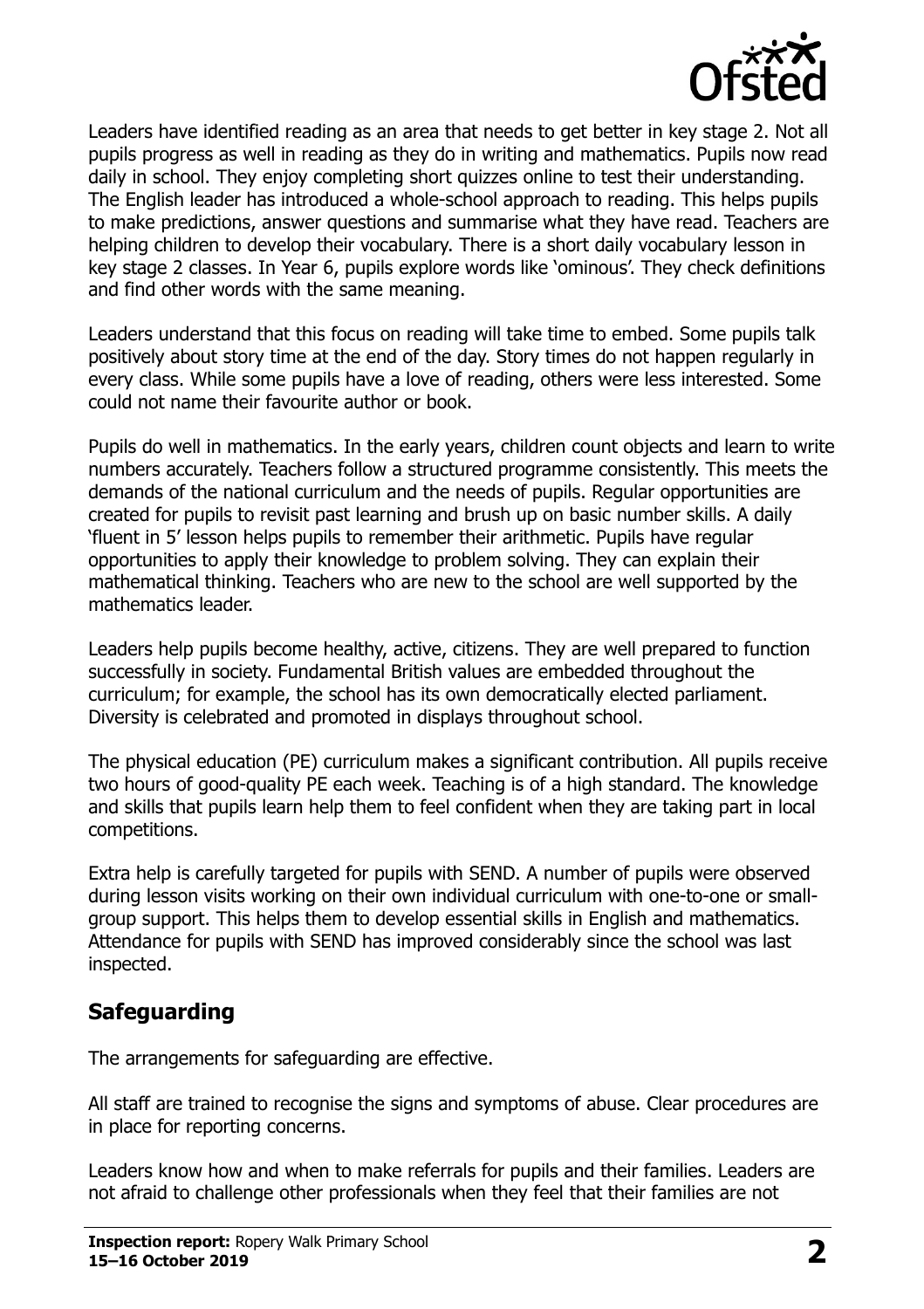Leaders have identified reading as an area that needs to get better in key stage 2. Not all pupils progress as well in reading as they do in writing and mathematics. Pupils now read daily in school. They enjoy completing short quizzes online to test their understanding. The English leader has introduced a whole-school approach to reading. This helps pupils to make predictions, answer questions and summarise what they have read. Teachers are helping children to develop their vocabulary. There is a short daily vocabulary lesson in key stage 2 classes. In Year 6, pupils explore words like 'ominous'. They check definitions and find other words with the same meaning.

Leaders understand that this focus on reading will take time to embed. Some pupils talk positively about story time at the end of the day. Story times do not happen regularly in every class. While some pupils have a love of reading, others were less interested. Some could not name their favourite author or book.

Pupils do well in mathematics. In the early years, children count objects and learn to write numbers accurately. Teachers follow a structured programme consistently. This meets the demands of the national curriculum and the needs of pupils. Regular opportunities are created for pupils to revisit past learning and brush up on basic number skills. A daily 'fluent in 5' lesson helps pupils to remember their arithmetic. Pupils have regular opportunities to apply their knowledge to problem solving. They can explain their mathematical thinking. Teachers who are new to the school are well supported by the mathematics leader.

Leaders help pupils become healthy, active, citizens. They are well prepared to function successfully in society. Fundamental British values are embedded throughout the curriculum; for example, the school has its own democratically elected parliament. Diversity is celebrated and promoted in displays throughout school.

The physical education (PE) curriculum makes a significant contribution. All pupils receive two hours of good-quality PE each week. Teaching is of a high standard. The knowledge and skills that pupils learn help them to feel confident when they are taking part in local competitions.

Extra help is carefully targeted for pupils with SEND. A number of pupils were observed during lesson visits working on their own individual curriculum with one-to-one or small-group support. This helps them to develop essential skills in English and mathematics. Attendance for pupils with SEND has improved considerably since the school was last inspected.

## Safeguarding

The arrangements for safeguarding are effective.

All staff are trained to recognise the signs and symptoms of abuse. Clear procedures are in place for reporting concerns.

Leaders know how and when to make referrals for pupils and their families. Leaders are not afraid to challenge other professionals when they feel that their families are not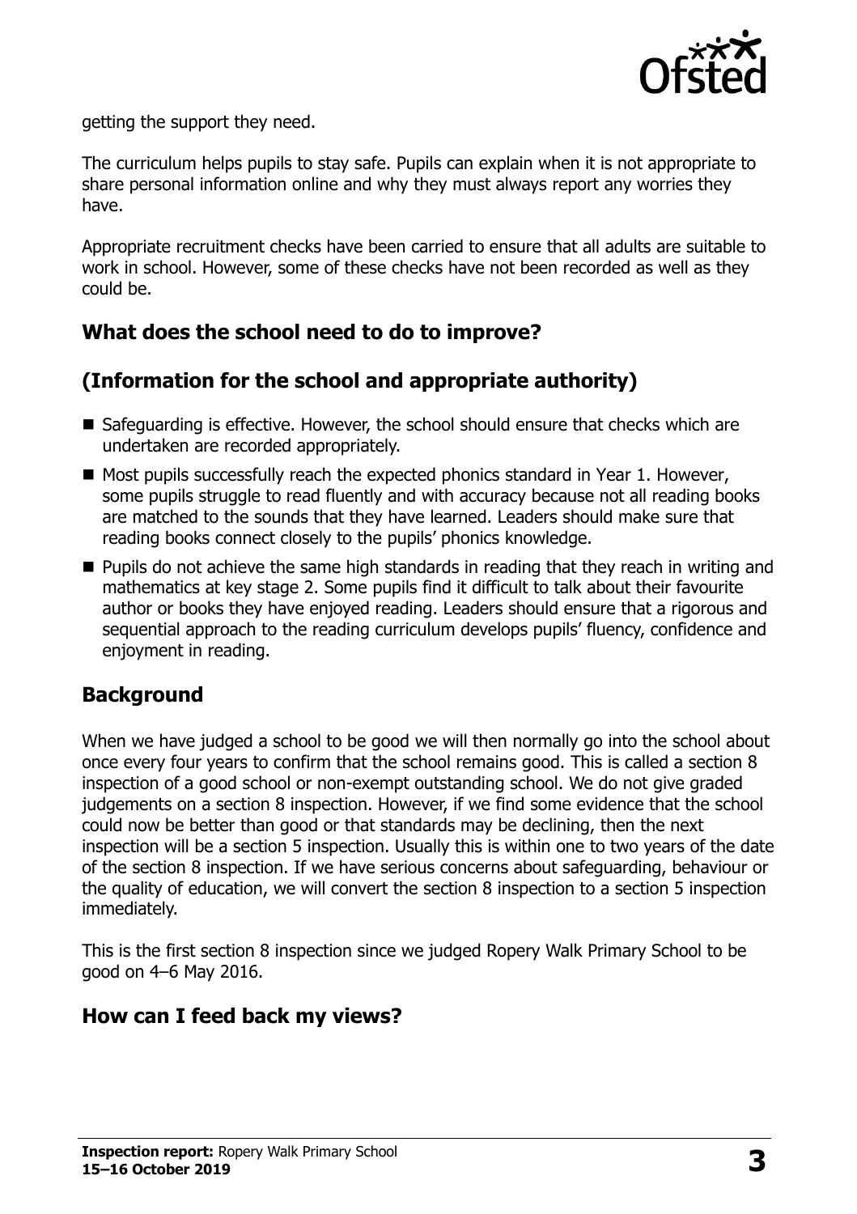getting the support they need.

The curriculum helps pupils to stay safe. Pupils can explain when it is not appropriate to share personal information online and why they must always report any worries they have.

Appropriate recruitment checks have been carried to ensure that all adults are suitable to work in school. However, some of these checks have not been recorded as well as they could be.

## What does the school need to do to improve?

## (Information for the school and appropriate authority)

- Safeguarding is effective. However, the school should ensure that checks which are undertaken are recorded appropriately.
- Most pupils successfully reach the expected phonics standard in Year 1. However, some pupils struggle to read fluently and with accuracy because not all reading books are matched to the sounds that they have learned. Leaders should make sure that reading books connect closely to the pupils' phonics knowledge.
- Pupils do not achieve the same high standards in reading that they reach in writing and mathematics at key stage 2. Some pupils find it difficult to talk about their favourite author or books they have enjoyed reading. Leaders should ensure that a rigorous and sequential approach to the reading curriculum develops pupils' fluency, confidence and enjoyment in reading.

## Background

When we have judged a school to be good we will then normally go into the school about once every four years to confirm that the school remains good. This is called a section 8 inspection of a good school or non-exempt outstanding school. We do not give graded judgements on a section 8 inspection. However, if we find some evidence that the school could now be better than good or that standards may be declining, then the next inspection will be a section 5 inspection. Usually this is within one to two years of the date of the section 8 inspection. If we have serious concerns about safeguarding, behaviour or the quality of education, we will convert the section 8 inspection to a section 5 inspection immediately.

This is the first section 8 inspection since we judged Ropery Walk Primary School to be good on 4–6 May 2016.

## How can I feed back my views?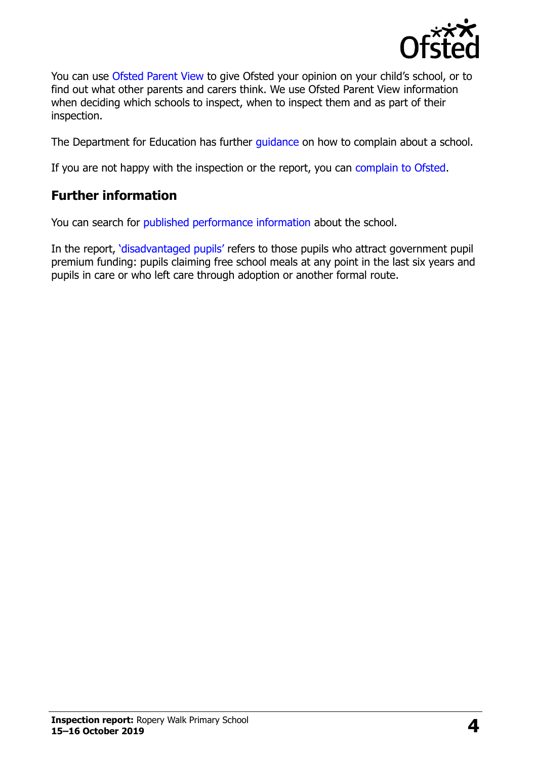You can use Ofsted Parent View to give Ofsted your opinion on your child's school, or to find out what other parents and carers think. We use Ofsted Parent View information when deciding which schools to inspect, when to inspect them and as part of their inspection.

The Department for Education has further guidance on how to complain about a school.

If you are not happy with the inspection or the report, you can complain to Ofsted.

## Further information

You can search for published performance information about the school.

In the report, 'disadvantaged pupils' refers to those pupils who attract government pupil premium funding: pupils claiming free school meals at any point in the last six years and pupils in care or who left care through adoption or another formal route.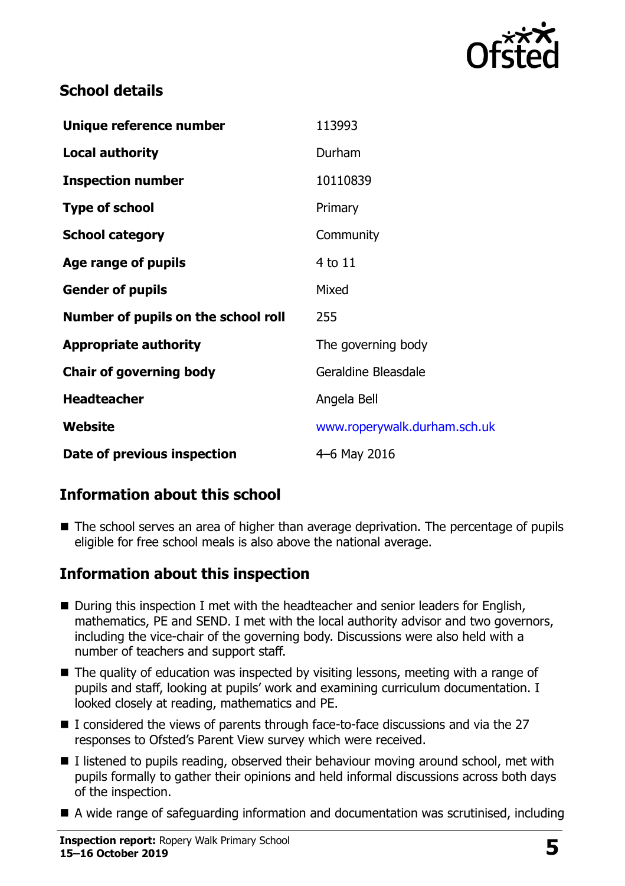## School details

| | |
|---|---|
| **Unique reference number** | 113993 |
| **Local authority** | Durham |
| **Inspection number** | 10110839 |
| **Type of school** | Primary |
| **School category** | Community |
| **Age range of pupils** | 4 to 11 |
| **Gender of pupils** | Mixed |
| **Number of pupils on the school roll** | 255 |
| **Appropriate authority** | The governing body |
| **Chair of governing body** | Geraldine Bleasdale |
| **Headteacher** | Angela Bell |
| **Website** | www.roperywalk.durham.sch.uk |
| **Date of previous inspection** | 4–6 May 2016 |

## Information about this school

- The school serves an area of higher than average deprivation. The percentage of pupils eligible for free school meals is also above the national average.

## Information about this inspection

- During this inspection I met with the headteacher and senior leaders for English, mathematics, PE and SEND. I met with the local authority advisor and two governors, including the vice-chair of the governing body. Discussions were also held with a number of teachers and support staff.
- The quality of education was inspected by visiting lessons, meeting with a range of pupils and staff, looking at pupils' work and examining curriculum documentation. I looked closely at reading, mathematics and PE.
- I considered the views of parents through face-to-face discussions and via the 27 responses to Ofsted's Parent View survey which were received.
- I listened to pupils reading, observed their behaviour moving around school, met with pupils formally to gather their opinions and held informal discussions across both days of the inspection.
- A wide range of safeguarding information and documentation was scrutinised, including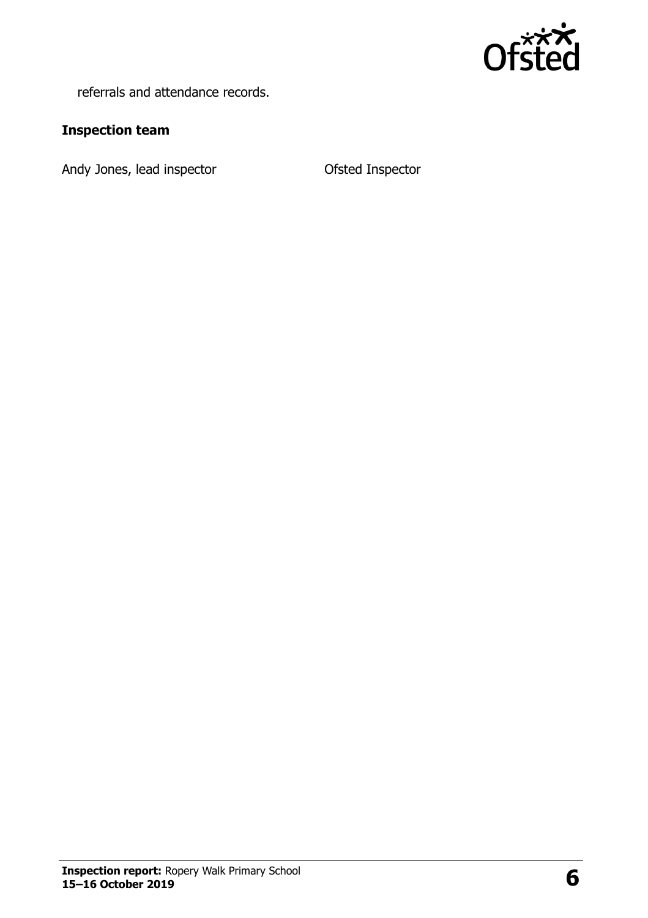referrals and attendance records.

## Inspection team

| | |
|---|---|
| Andy Jones, lead inspector | Ofsted Inspector |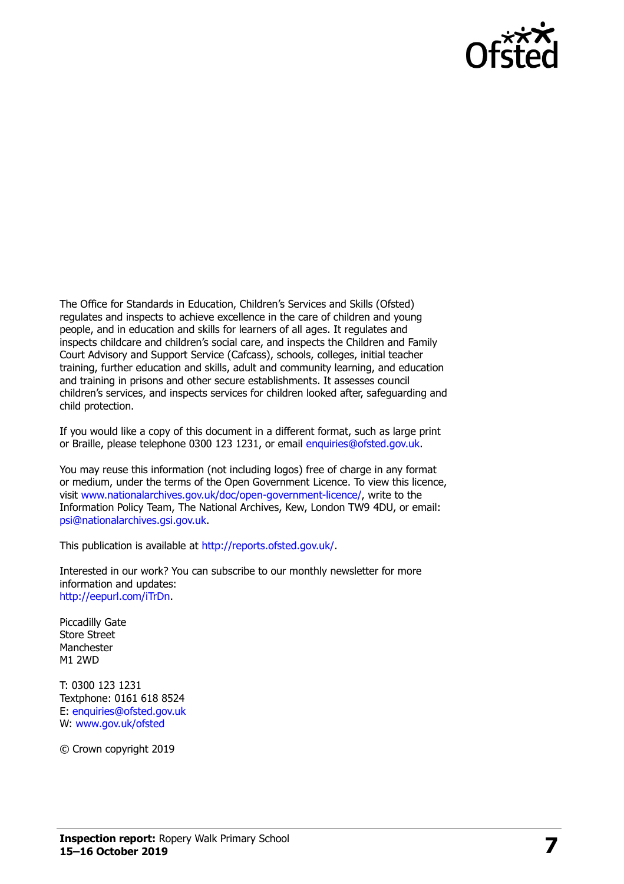The Office for Standards in Education, Children's Services and Skills (Ofsted) regulates and inspects to achieve excellence in the care of children and young people, and in education and skills for learners of all ages. It regulates and inspects childcare and children's social care, and inspects the Children and Family Court Advisory and Support Service (Cafcass), schools, colleges, initial teacher training, further education and skills, adult and community learning, and education and training in prisons and other secure establishments. It assesses council children's services, and inspects services for children looked after, safeguarding and child protection.

If you would like a copy of this document in a different format, such as large print or Braille, please telephone 0300 123 1231, or email enquiries@ofsted.gov.uk.

You may reuse this information (not including logos) free of charge in any format or medium, under the terms of the Open Government Licence. To view this licence, visit www.nationalarchives.gov.uk/doc/open-government-licence/, write to the Information Policy Team, The National Archives, Kew, London TW9 4DU, or email: psi@nationalarchives.gsi.gov.uk.

This publication is available at http://reports.ofsted.gov.uk/.

Interested in our work? You can subscribe to our monthly newsletter for more information and updates:
http://eepurl.com/iTrDn.

Piccadilly Gate
Store Street
Manchester
M1 2WD

T: 0300 123 1231
Textphone: 0161 618 8524
E: enquiries@ofsted.gov.uk
W: www.gov.uk/ofsted

© Crown copyright 2019